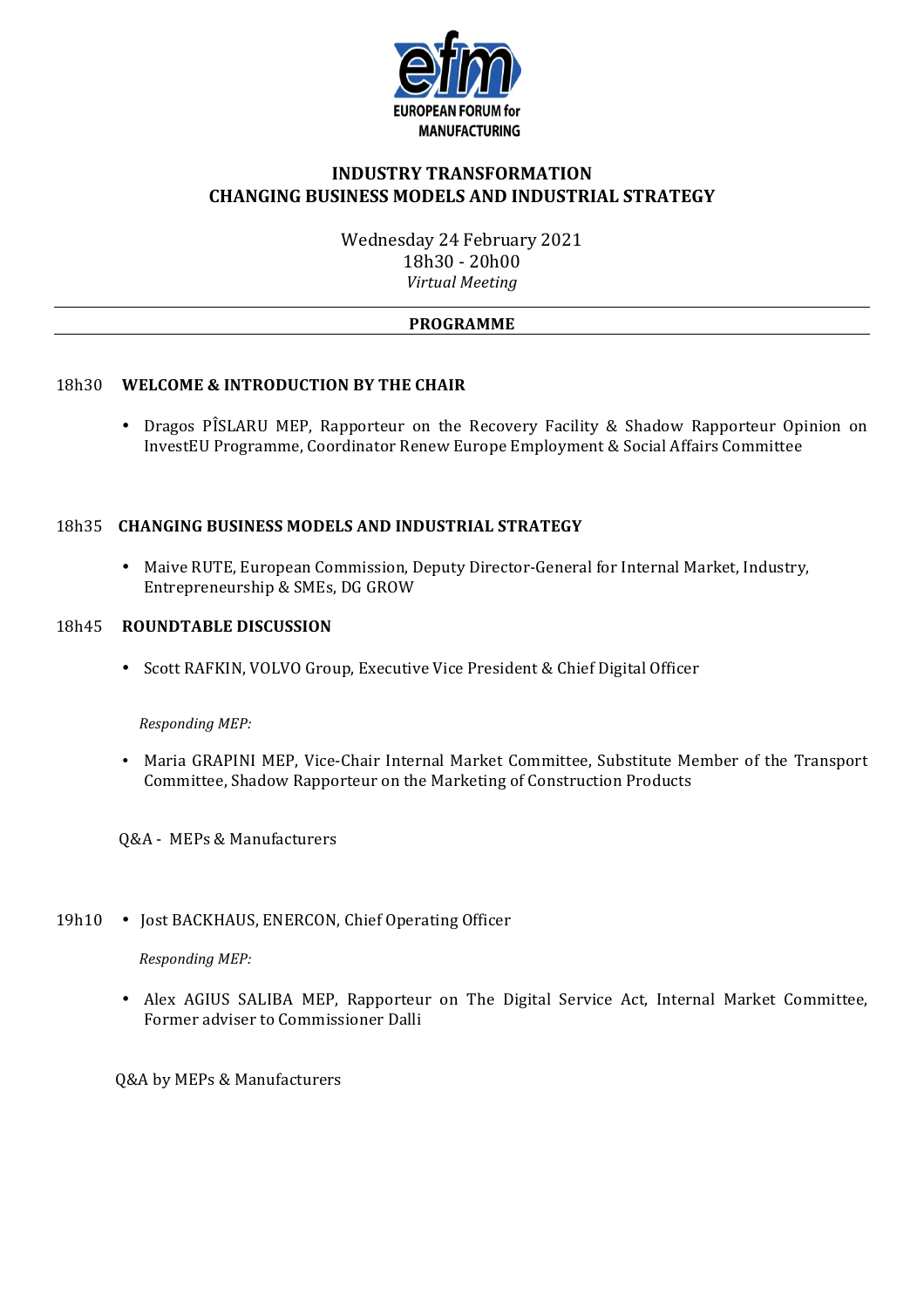EUROPEAN FORUM for MANUFACTURING

# INDUSTRY TRANSFORMATION
# CHANGING BUSINESS MODELS AND INDUSTRIAL STRATEGY

Wednesday 24 February 2021
18h30 - 20h00
*Virtual Meeting*

---

**PROGRAMME**

---

18h30 **WELCOME & INTRODUCTION BY THE CHAIR**

- Dragos PÎSLARU MEP, Rapporteur on the Recovery Facility & Shadow Rapporteur Opinion on InvestEU Programme, Coordinator Renew Europe Employment & Social Affairs Committee

18h35 **CHANGING BUSINESS MODELS AND INDUSTRIAL STRATEGY**

- Maive RUTE, European Commission, Deputy Director-General for Internal Market, Industry, Entrepreneurship & SMEs, DG GROW

18h45 **ROUNDTABLE DISCUSSION**

- Scott RAFKIN, VOLVO Group, Executive Vice President & Chief Digital Officer

*Responding MEP:*

- Maria GRAPINI MEP, Vice-Chair Internal Market Committee, Substitute Member of the Transport Committee, Shadow Rapporteur on the Marketing of Construction Products

Q&A - MEPs & Manufacturers

19h10

- Jost BACKHAUS, ENERCON, Chief Operating Officer

*Responding MEP:*

- Alex AGIUS SALIBA MEP, Rapporteur on The Digital Service Act, Internal Market Committee, Former adviser to Commissioner Dalli

Q&A by MEPs & Manufacturers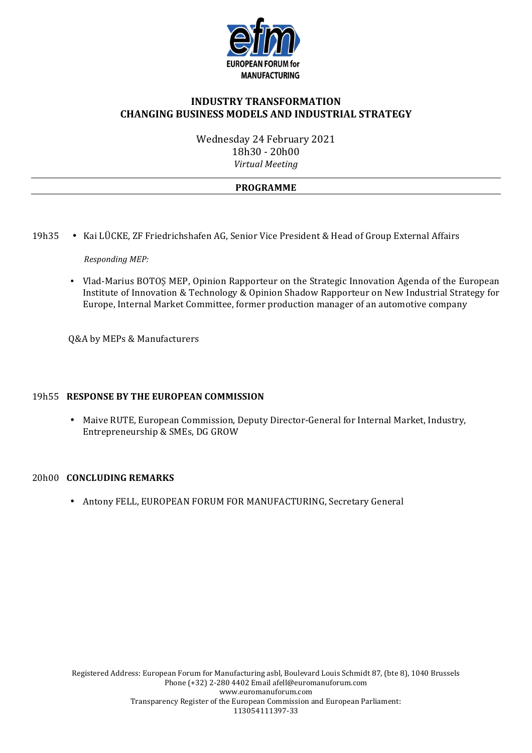**EUROPEAN FORUM for MANUFACTURING**

## INDUSTRY TRANSFORMATION
## CHANGING BUSINESS MODELS AND INDUSTRIAL STRATEGY

Wednesday 24 February 2021
18h30 - 20h00
*Virtual Meeting*

---

**PROGRAMME**

---

19h35
- Kai LÜCKE, ZF Friedrichshafen AG, Senior Vice President & Head of Group External Affairs

*Responding MEP:*

- Vlad-Marius BOTOȘ MEP, Opinion Rapporteur on the Strategic Innovation Agenda of the European Institute of Innovation & Technology & Opinion Shadow Rapporteur on New Industrial Strategy for Europe, Internal Market Committee, former production manager of an automotive company

Q&A by MEPs & Manufacturers

19h55 **RESPONSE BY THE EUROPEAN COMMISSION**

- Maive RUTE, European Commission, Deputy Director-General for Internal Market, Industry, Entrepreneurship & SMEs, DG GROW

20h00 **CONCLUDING REMARKS**

- Antony FELL, EUROPEAN FORUM FOR MANUFACTURING, Secretary General

Registered Address: European Forum for Manufacturing asbl, Boulevard Louis Schmidt 87, (bte 8), 1040 Brussels
Phone (+32) 2-280 4402 Email afell@euromanuforum.com
www.euromanuforum.com
Transparency Register of the European Commission and European Parliament:
113054111397-33